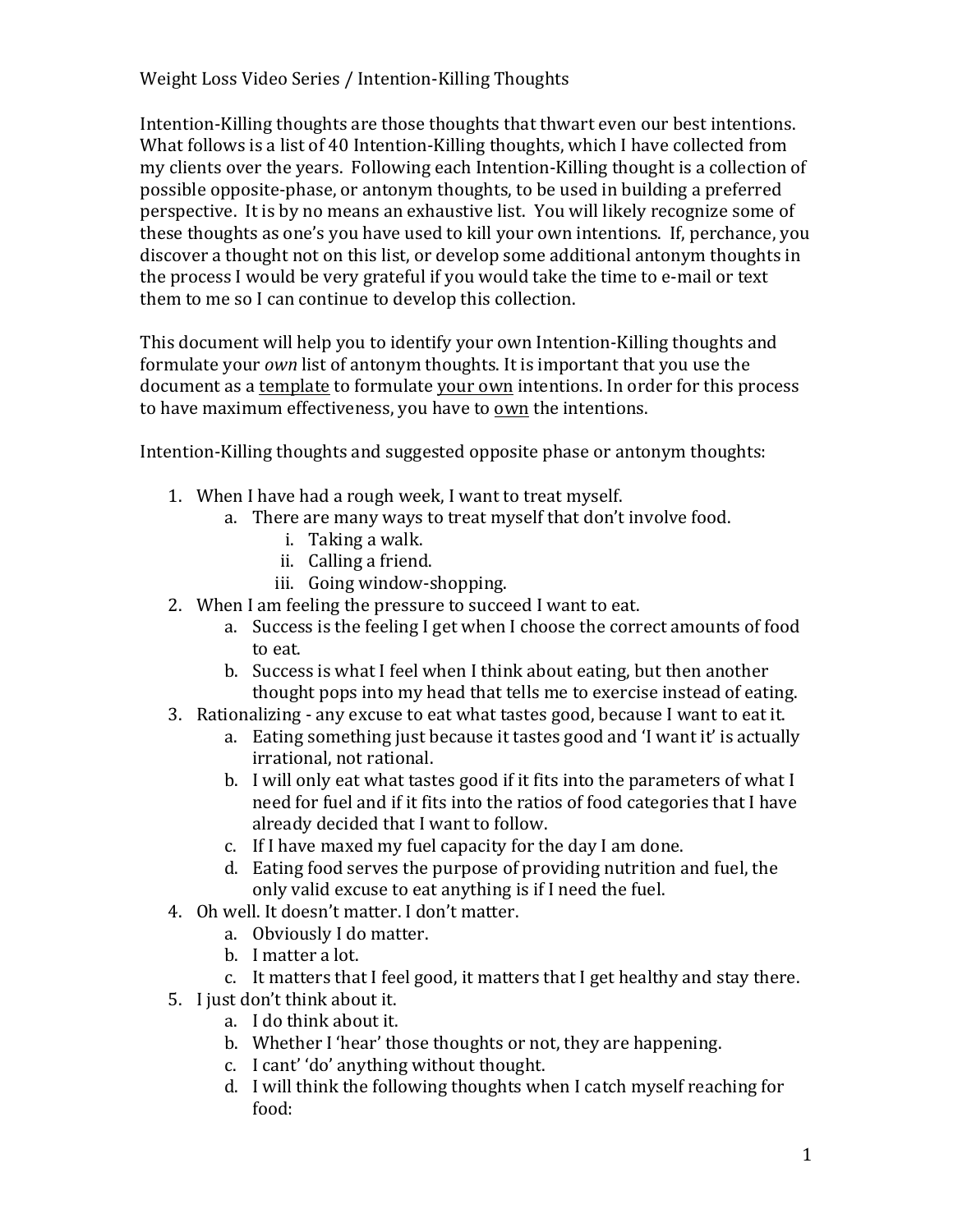Weight Loss Video Series / Intention-Killing Thoughts

Intention-Killing thoughts are those thoughts that thwart even our best intentions. What follows is a list of 40 Intention-Killing thoughts, which I have collected from my clients over the years. Following each Intention-Killing thought is a collection of possible opposite-phase, or antonym thoughts, to be used in building a preferred perspective. It is by no means an exhaustive list. You will likely recognize some of these thoughts as one's you have used to kill your own intentions. If, perchance, you discover a thought not on this list, or develop some additional antonym thoughts in the process I would be very grateful if you would take the time to e-mail or text them to me so I can continue to develop this collection.

This document will help you to identify your own Intention-Killing thoughts and formulate your *own* list of antonym thoughts. It is important that you use the document as a <u>template</u> to formulate <u>your own</u> intentions. In order for this process to have maximum effectiveness, you have to <u>own</u> the intentions.

Intention-Killing thoughts and suggested opposite phase or antonym thoughts:

1. When I have had a rough week, I want to treat myself.
    a. There are many ways to treat myself that don't involve food.
        i. Taking a walk.
        ii. Calling a friend.
        iii. Going window-shopping.
2. When I am feeling the pressure to succeed I want to eat.
    a. Success is the feeling I get when I choose the correct amounts of food to eat.
    b. Success is what I feel when I think about eating, but then another thought pops into my head that tells me to exercise instead of eating.
3. Rationalizing - any excuse to eat what tastes good, because I want to eat it.
    a. Eating something just because it tastes good and 'I want it' is actually irrational, not rational.
    b. I will only eat what tastes good if it fits into the parameters of what I need for fuel and if it fits into the ratios of food categories that I have already decided that I want to follow.
    c. If I have maxed my fuel capacity for the day I am done.
    d. Eating food serves the purpose of providing nutrition and fuel, the only valid excuse to eat anything is if I need the fuel.
4. Oh well. It doesn't matter. I don't matter.
    a. Obviously I do matter.
    b. I matter a lot.
    c. It matters that I feel good, it matters that I get healthy and stay there.
5. I just don't think about it.
    a. I do think about it.
    b. Whether I 'hear' those thoughts or not, they are happening.
    c. I cant' 'do' anything without thought.
    d. I will think the following thoughts when I catch myself reaching for food: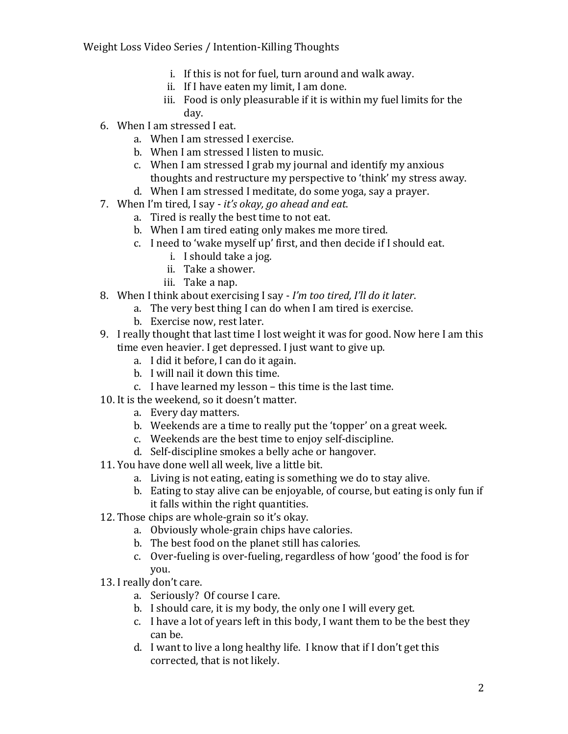i. If this is not for fuel, turn around and walk away.
      ii. If I have eaten my limit, I am done.
      iii. Food is only pleasurable if it is within my fuel limits for the day.

6. When I am stressed I eat.
   a. When I am stressed I exercise.
   b. When I am stressed I listen to music.
   c. When I am stressed I grab my journal and identify my anxious thoughts and restructure my perspective to 'think' my stress away.
   d. When I am stressed I meditate, do some yoga, say a prayer.
7. When I'm tired, I say - *it's okay, go ahead and eat*.
   a. Tired is really the best time to not eat.
   b. When I am tired eating only makes me more tired.
   c. I need to 'wake myself up' first, and then decide if I should eat.
      i. I should take a jog.
      ii. Take a shower.
      iii. Take a nap.
8. When I think about exercising I say - *I'm too tired, I'll do it later*.
   a. The very best thing I can do when I am tired is exercise.
   b. Exercise now, rest later.
9. I really thought that last time I lost weight it was for good. Now here I am this time even heavier. I get depressed. I just want to give up.
   a. I did it before, I can do it again.
   b. I will nail it down this time.
   c. I have learned my lesson – this time is the last time.
10. It is the weekend, so it doesn't matter.
    a. Every day matters.
    b. Weekends are a time to really put the 'topper' on a great week.
    c. Weekends are the best time to enjoy self-discipline.
    d. Self-discipline smokes a belly ache or hangover.
11. You have done well all week, live a little bit.
    a. Living is not eating, eating is something we do to stay alive.
    b. Eating to stay alive can be enjoyable, of course, but eating is only fun if it falls within the right quantities.
12. Those chips are whole-grain so it's okay.
    a. Obviously whole-grain chips have calories.
    b. The best food on the planet still has calories.
    c. Over-fueling is over-fueling, regardless of how 'good' the food is for you.
13. I really don't care.
    a. Seriously? Of course I care.
    b. I should care, it is my body, the only one I will every get.
    c. I have a lot of years left in this body, I want them to be the best they can be.
    d. I want to live a long healthy life. I know that if I don't get this corrected, that is not likely.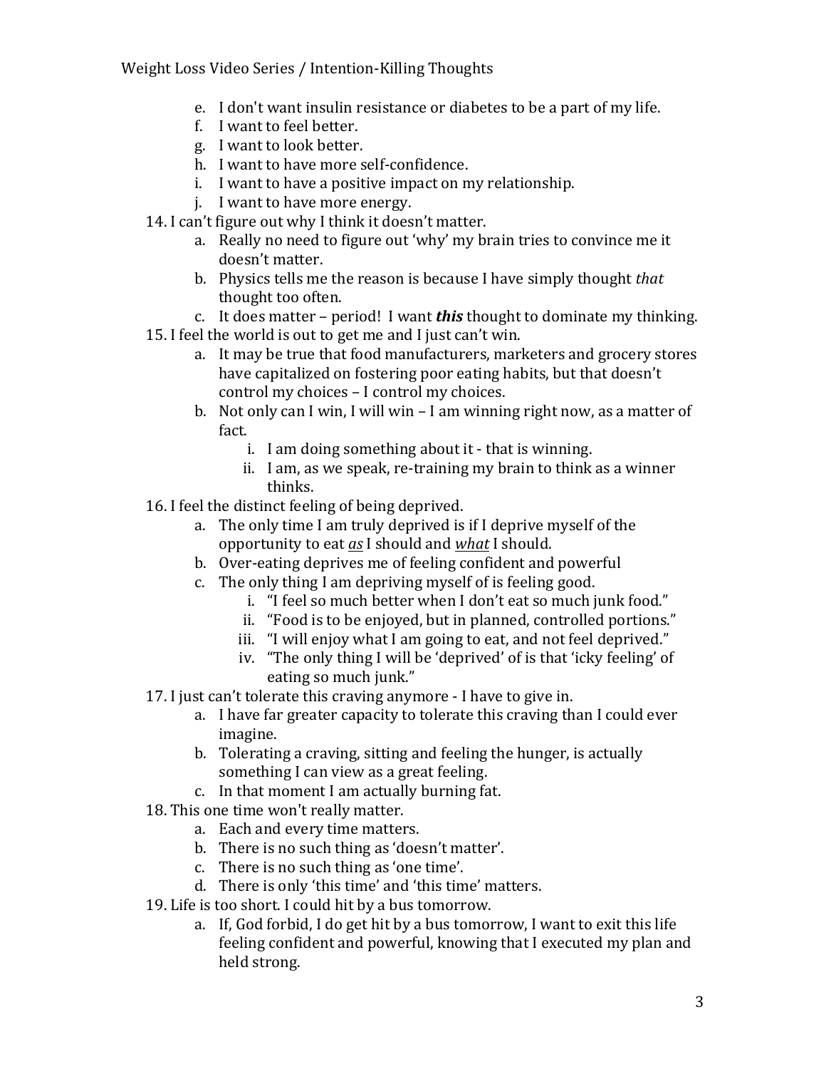e. I don't want insulin resistance or diabetes to be a part of my life.
f. I want to feel better.
g. I want to look better.
h. I want to have more self-confidence.
i. I want to have a positive impact on my relationship.
j. I want to have more energy.

14. I can't figure out why I think it doesn't matter.
    a. Really no need to figure out 'why' my brain tries to convince me it doesn't matter.
    b. Physics tells me the reason is because I have simply thought *that* thought too often.
    c. It does matter – period! I want ***this*** thought to dominate my thinking.
15. I feel the world is out to get me and I just can't win.
    a. It may be true that food manufacturers, marketers and grocery stores have capitalized on fostering poor eating habits, but that doesn't control my choices – I control my choices.
    b. Not only can I win, I will win – I am winning right now, as a matter of fact.
        i. I am doing something about it - that is winning.
        ii. I am, as we speak, re-training my brain to think as a winner thinks.
16. I feel the distinct feeling of being deprived.
    a. The only time I am truly deprived is if I deprive myself of the opportunity to eat <u>*as*</u> I should and <u>*what*</u> I should.
    b. Over-eating deprives me of feeling confident and powerful
    c. The only thing I am depriving myself of is feeling good.
        i. "I feel so much better when I don't eat so much junk food."
        ii. "Food is to be enjoyed, but in planned, controlled portions."
        iii. "I will enjoy what I am going to eat, and not feel deprived."
        iv. "The only thing I will be 'deprived' of is that 'icky feeling' of eating so much junk."
17. I just can't tolerate this craving anymore - I have to give in.
    a. I have far greater capacity to tolerate this craving than I could ever imagine.
    b. Tolerating a craving, sitting and feeling the hunger, is actually something I can view as a great feeling.
    c. In that moment I am actually burning fat.
18. This one time won't really matter.
    a. Each and every time matters.
    b. There is no such thing as 'doesn't matter'.
    c. There is no such thing as 'one time'.
    d. There is only 'this time' and 'this time' matters.
19. Life is too short. I could hit by a bus tomorrow.
    a. If, God forbid, I do get hit by a bus tomorrow, I want to exit this life feeling confident and powerful, knowing that I executed my plan and held strong.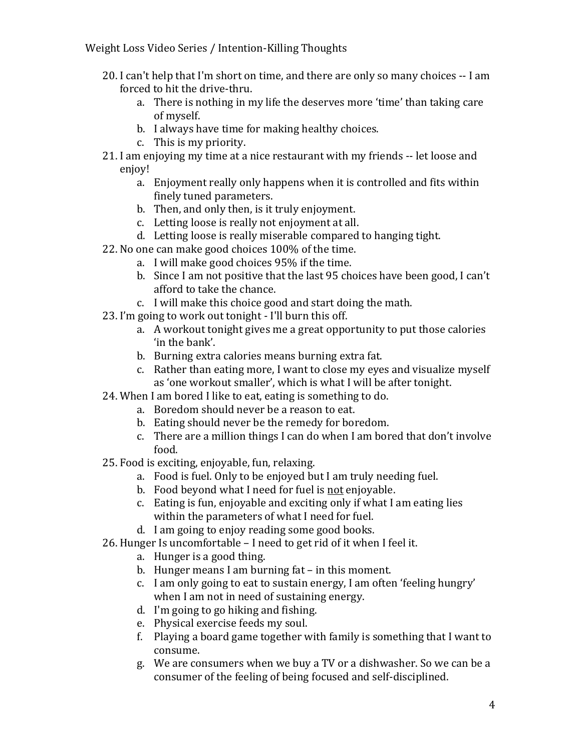20. I can't help that I'm short on time, and there are only so many choices -- I am forced to hit the drive-thru.
    a. There is nothing in my life the deserves more 'time' than taking care of myself.
    b. I always have time for making healthy choices.
    c. This is my priority.
21. I am enjoying my time at a nice restaurant with my friends -- let loose and enjoy!
    a. Enjoyment really only happens when it is controlled and fits within finely tuned parameters.
    b. Then, and only then, is it truly enjoyment.
    c. Letting loose is really not enjoyment at all.
    d. Letting loose is really miserable compared to hanging tight.
22. No one can make good choices 100% of the time.
    a. I will make good choices 95% if the time.
    b. Since I am not positive that the last 95 choices have been good, I can't afford to take the chance.
    c. I will make this choice good and start doing the math.
23. I'm going to work out tonight - I'll burn this off.
    a. A workout tonight gives me a great opportunity to put those calories 'in the bank'.
    b. Burning extra calories means burning extra fat.
    c. Rather than eating more, I want to close my eyes and visualize myself as 'one workout smaller', which is what I will be after tonight.
24. When I am bored I like to eat, eating is something to do.
    a. Boredom should never be a reason to eat.
    b. Eating should never be the remedy for boredom.
    c. There are a million things I can do when I am bored that don't involve food.
25. Food is exciting, enjoyable, fun, relaxing.
    a. Food is fuel. Only to be enjoyed but I am truly needing fuel.
    b. Food beyond what I need for fuel is <u>not</u> enjoyable.
    c. Eating is fun, enjoyable and exciting only if what I am eating lies within the parameters of what I need for fuel.
    d. I am going to enjoy reading some good books.
26. Hunger Is uncomfortable – I need to get rid of it when I feel it.
    a. Hunger is a good thing.
    b. Hunger means I am burning fat – in this moment.
    c. I am only going to eat to sustain energy, I am often 'feeling hungry' when I am not in need of sustaining energy.
    d. I'm going to go hiking and fishing.
    e. Physical exercise feeds my soul.
    f. Playing a board game together with family is something that I want to consume.
    g. We are consumers when we buy a TV or a dishwasher. So we can be a consumer of the feeling of being focused and self-disciplined.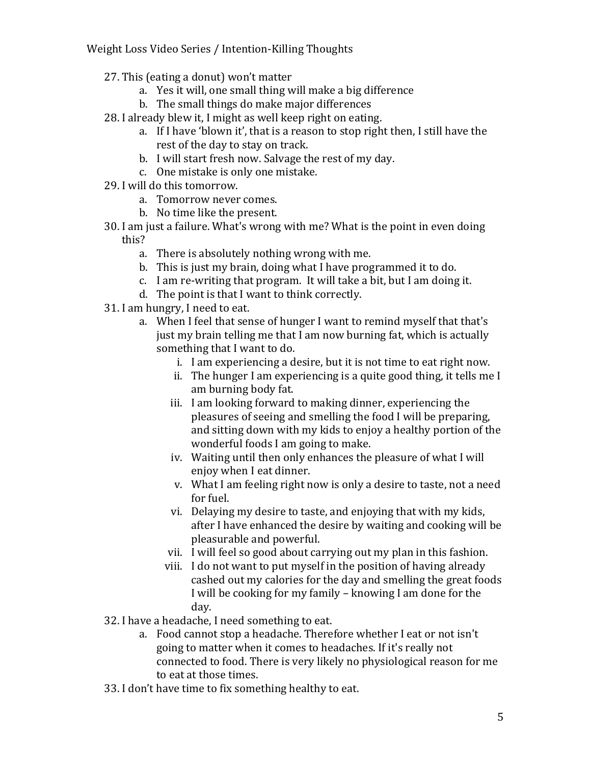27. This (eating a donut) won't matter
    a. Yes it will, one small thing will make a big difference
    b. The small things do make major differences
28. I already blew it, I might as well keep right on eating.
    a. If I have 'blown it', that is a reason to stop right then, I still have the rest of the day to stay on track.
    b. I will start fresh now. Salvage the rest of my day.
    c. One mistake is only one mistake.
29. I will do this tomorrow.
    a. Tomorrow never comes.
    b. No time like the present.
30. I am just a failure. What's wrong with me? What is the point in even doing this?
    a. There is absolutely nothing wrong with me.
    b. This is just my brain, doing what I have programmed it to do.
    c. I am re-writing that program. It will take a bit, but I am doing it.
    d. The point is that I want to think correctly.
31. I am hungry, I need to eat.
    a. When I feel that sense of hunger I want to remind myself that that's just my brain telling me that I am now burning fat, which is actually something that I want to do.
        i. I am experiencing a desire, but it is not time to eat right now.
        ii. The hunger I am experiencing is a quite good thing, it tells me I am burning body fat.
        iii. I am looking forward to making dinner, experiencing the pleasures of seeing and smelling the food I will be preparing, and sitting down with my kids to enjoy a healthy portion of the wonderful foods I am going to make.
        iv. Waiting until then only enhances the pleasure of what I will enjoy when I eat dinner.
        v. What I am feeling right now is only a desire to taste, not a need for fuel.
        vi. Delaying my desire to taste, and enjoying that with my kids, after I have enhanced the desire by waiting and cooking will be pleasurable and powerful.
        vii. I will feel so good about carrying out my plan in this fashion.
        viii. I do not want to put myself in the position of having already cashed out my calories for the day and smelling the great foods I will be cooking for my family – knowing I am done for the day.
32. I have a headache, I need something to eat.
    a. Food cannot stop a headache. Therefore whether I eat or not isn't going to matter when it comes to headaches. If it's really not connected to food. There is very likely no physiological reason for me to eat at those times.
33. I don't have time to fix something healthy to eat.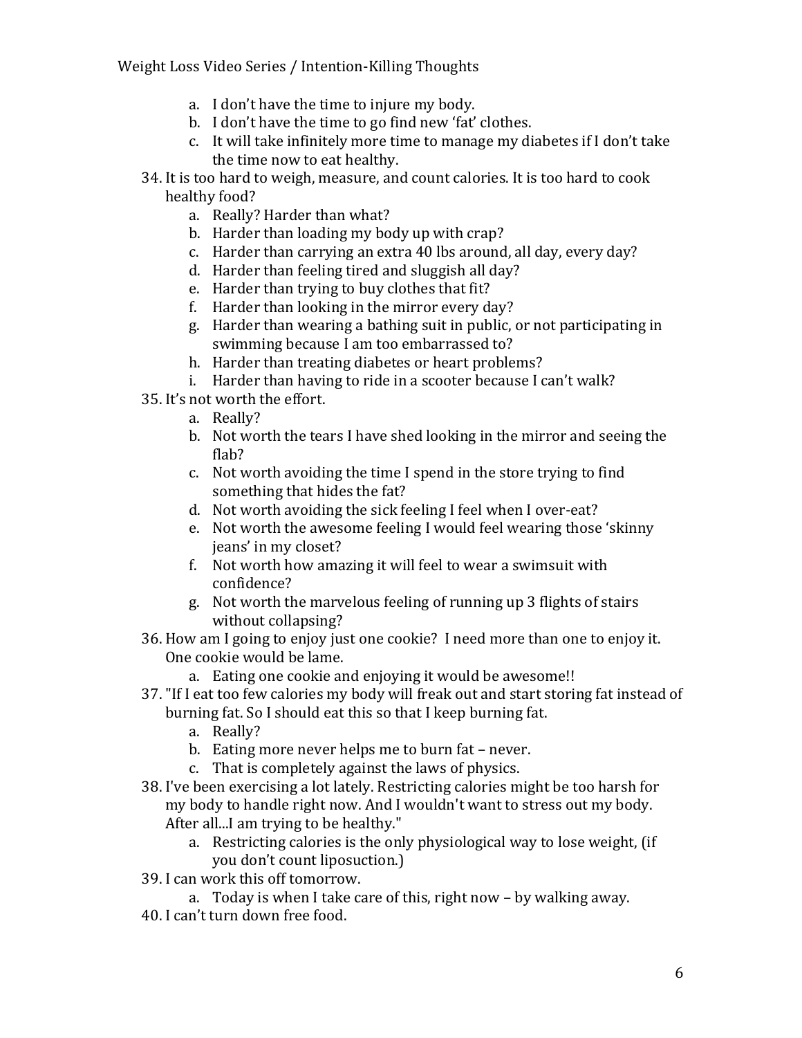a. I don't have the time to injure my body.
   b. I don't have the time to go find new 'fat' clothes.
   c. It will take infinitely more time to manage my diabetes if I don't take the time now to eat healthy.

34. It is too hard to weigh, measure, and count calories. It is too hard to cook healthy food?
    a. Really? Harder than what?
    b. Harder than loading my body up with crap?
    c. Harder than carrying an extra 40 lbs around, all day, every day?
    d. Harder than feeling tired and sluggish all day?
    e. Harder than trying to buy clothes that fit?
    f. Harder than looking in the mirror every day?
    g. Harder than wearing a bathing suit in public, or not participating in swimming because I am too embarrassed to?
    h. Harder than treating diabetes or heart problems?
    i. Harder than having to ride in a scooter because I can't walk?
35. It's not worth the effort.
    a. Really?
    b. Not worth the tears I have shed looking in the mirror and seeing the flab?
    c. Not worth avoiding the time I spend in the store trying to find something that hides the fat?
    d. Not worth avoiding the sick feeling I feel when I over-eat?
    e. Not worth the awesome feeling I would feel wearing those 'skinny jeans' in my closet?
    f. Not worth how amazing it will feel to wear a swimsuit with confidence?
    g. Not worth the marvelous feeling of running up 3 flights of stairs without collapsing?
36. How am I going to enjoy just one cookie? I need more than one to enjoy it. One cookie would be lame.
    a. Eating one cookie and enjoying it would be awesome!!
37. "If I eat too few calories my body will freak out and start storing fat instead of burning fat. So I should eat this so that I keep burning fat.
    a. Really?
    b. Eating more never helps me to burn fat – never.
    c. That is completely against the laws of physics.
38. I've been exercising a lot lately. Restricting calories might be too harsh for my body to handle right now. And I wouldn't want to stress out my body. After all...I am trying to be healthy."
    a. Restricting calories is the only physiological way to lose weight, (if you don't count liposuction.)
39. I can work this off tomorrow.
    a. Today is when I take care of this, right now – by walking away.
40. I can't turn down free food.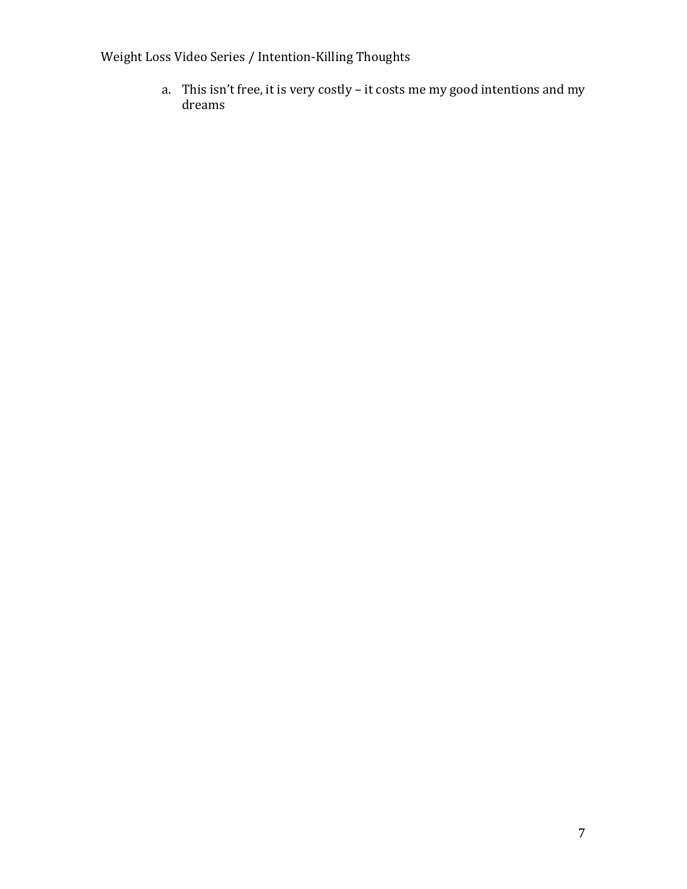a. This isn't free, it is very costly – it costs me my good intentions and my dreams